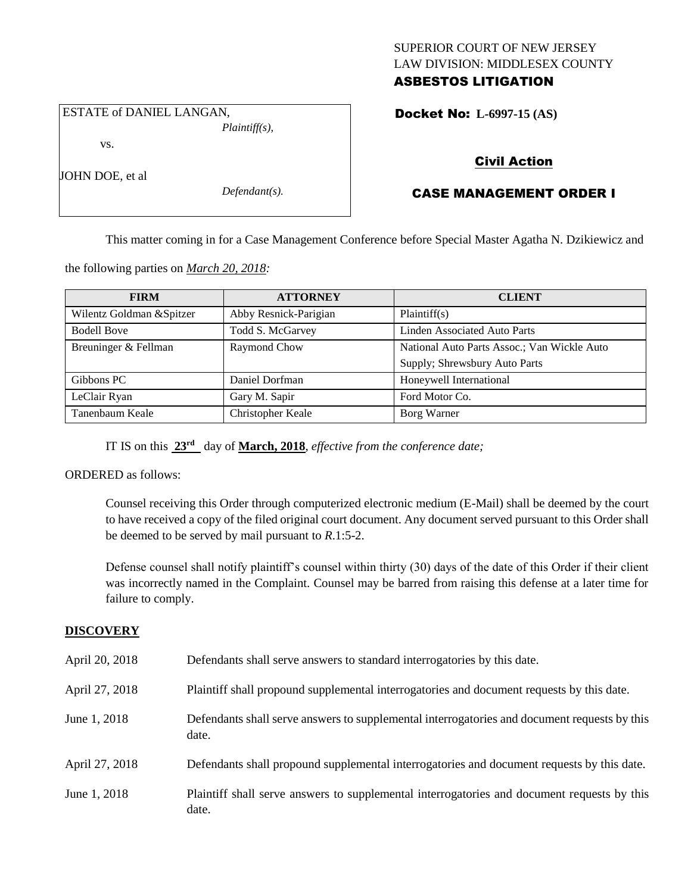SUPERIOR COURT OF NEW JERSEY
LAW DIVISION: MIDDLESEX COUNTY
**ASBESTOS LITIGATION**

ESTATE of DANIEL LANGAN,
*Plaintiff(s),*

vs.

JOHN DOE, et al
*Defendant(s).*

**Docket No: L-6997-15 (AS)**

## Civil Action

## CASE MANAGEMENT ORDER I

This matter coming in for a Case Management Conference before Special Master Agatha N. Dzikiewicz and the following parties on *March 20, 2018:*

| FIRM | ATTORNEY | CLIENT |
|---|---|---|
| Wilentz Goldman &Spitzer | Abby Resnick-Parigian | Plaintiff(s) |
| Bodell Bove | Todd S. McGarvey | Linden Associated Auto Parts |
| Breuninger & Fellman | Raymond Chow | National Auto Parts Assoc.; Van Wickle Auto Supply; Shrewsbury Auto Parts |
| Gibbons PC | Daniel Dorfman | Honeywell International |
| LeClair Ryan | Gary M. Sapir | Ford Motor Co. |
| Tanenbaum Keale | Christopher Keale | Borg Warner |

IT IS on this **23rd** day of **March, 2018**, *effective from the conference date;*

ORDERED as follows:

Counsel receiving this Order through computerized electronic medium (E-Mail) shall be deemed by the court to have received a copy of the filed original court document. Any document served pursuant to this Order shall be deemed to be served by mail pursuant to *R*.1:5-2.

Defense counsel shall notify plaintiff's counsel within thirty (30) days of the date of this Order if their client was incorrectly named in the Complaint. Counsel may be barred from raising this defense at a later time for failure to comply.

## DISCOVERY

| | |
|---|---|
| April 20, 2018 | Defendants shall serve answers to standard interrogatories by this date. |
| April 27, 2018 | Plaintiff shall propound supplemental interrogatories and document requests by this date. |
| June 1, 2018 | Defendants shall serve answers to supplemental interrogatories and document requests by this date. |
| April 27, 2018 | Defendants shall propound supplemental interrogatories and document requests by this date. |
| June 1, 2018 | Plaintiff shall serve answers to supplemental interrogatories and document requests by this date. |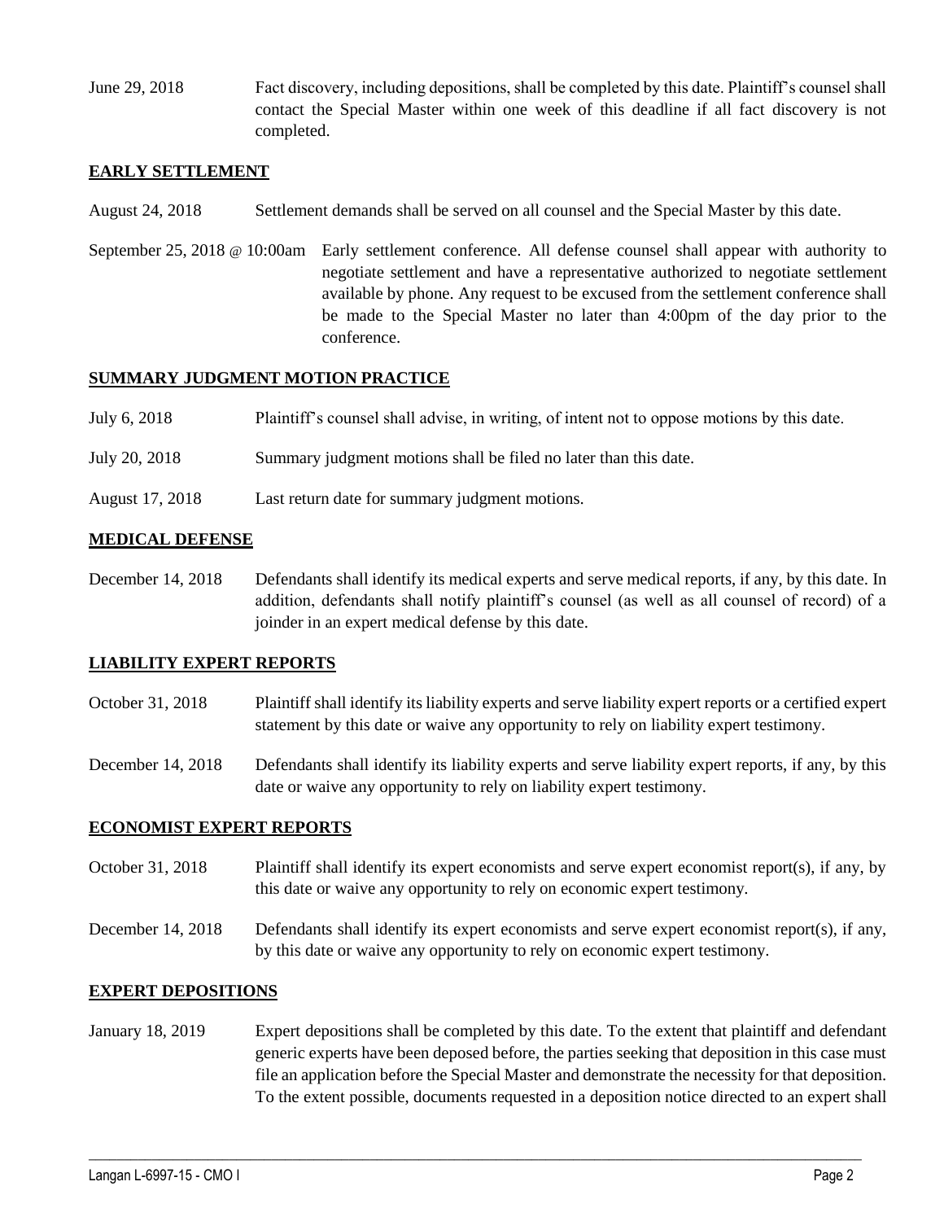June 29, 2018 Fact discovery, including depositions, shall be completed by this date. Plaintiff's counsel shall contact the Special Master within one week of this deadline if all fact discovery is not completed.

**EARLY SETTLEMENT**

August 24, 2018 Settlement demands shall be served on all counsel and the Special Master by this date.

September 25, 2018 @ 10:00am Early settlement conference. All defense counsel shall appear with authority to negotiate settlement and have a representative authorized to negotiate settlement available by phone. Any request to be excused from the settlement conference shall be made to the Special Master no later than 4:00pm of the day prior to the conference.

**SUMMARY JUDGMENT MOTION PRACTICE**

July 6, 2018 Plaintiff's counsel shall advise, in writing, of intent not to oppose motions by this date.

July 20, 2018 Summary judgment motions shall be filed no later than this date.

August 17, 2018 Last return date for summary judgment motions.

**MEDICAL DEFENSE**

December 14, 2018 Defendants shall identify its medical experts and serve medical reports, if any, by this date. In addition, defendants shall notify plaintiff's counsel (as well as all counsel of record) of a joinder in an expert medical defense by this date.

**LIABILITY EXPERT REPORTS**

October 31, 2018 Plaintiff shall identify its liability experts and serve liability expert reports or a certified expert statement by this date or waive any opportunity to rely on liability expert testimony.

December 14, 2018 Defendants shall identify its liability experts and serve liability expert reports, if any, by this date or waive any opportunity to rely on liability expert testimony.

**ECONOMIST EXPERT REPORTS**

October 31, 2018 Plaintiff shall identify its expert economists and serve expert economist report(s), if any, by this date or waive any opportunity to rely on economic expert testimony.

December 14, 2018 Defendants shall identify its expert economists and serve expert economist report(s), if any, by this date or waive any opportunity to rely on economic expert testimony.

**EXPERT DEPOSITIONS**

January 18, 2019 Expert depositions shall be completed by this date. To the extent that plaintiff and defendant generic experts have been deposed before, the parties seeking that deposition in this case must file an application before the Special Master and demonstrate the necessity for that deposition. To the extent possible, documents requested in a deposition notice directed to an expert shall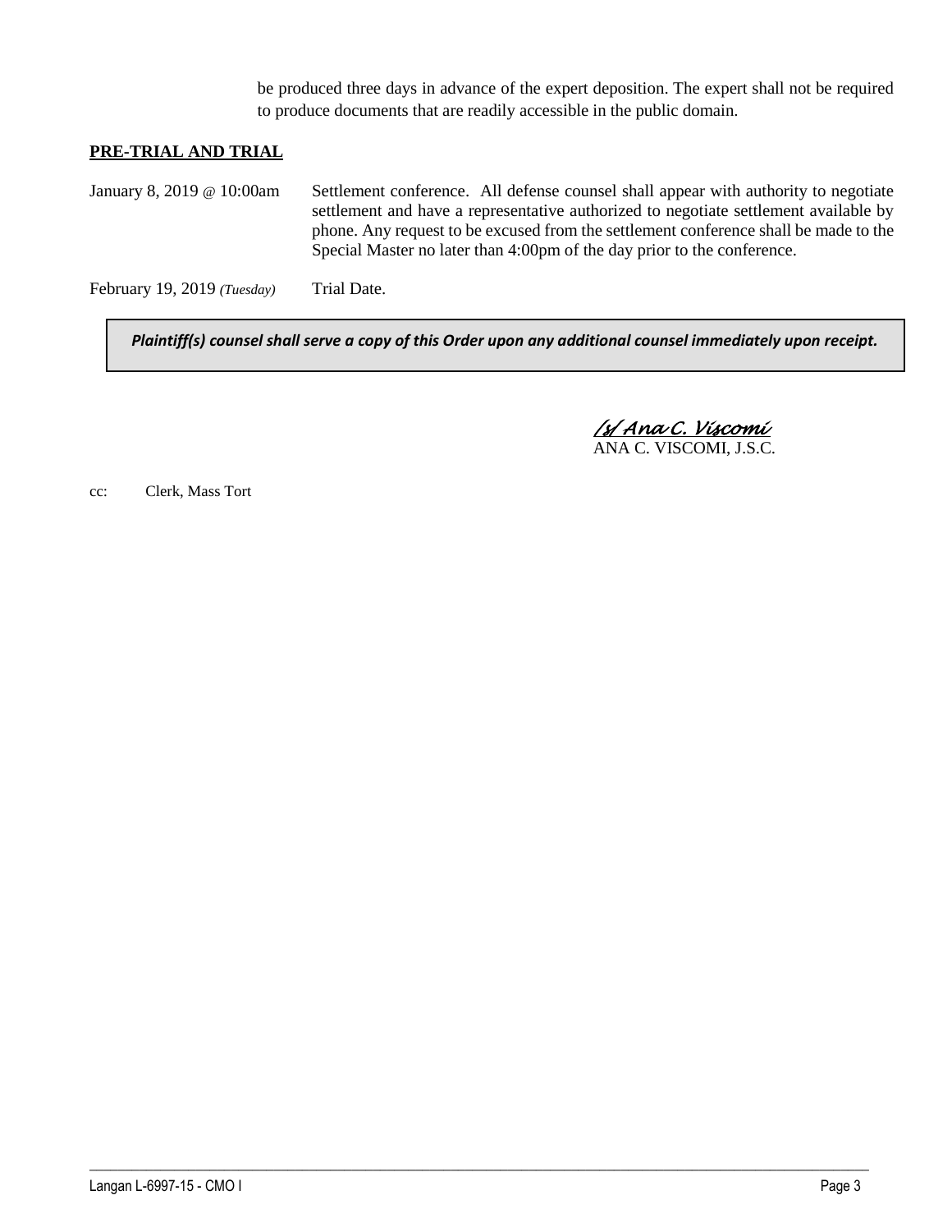be produced three days in advance of the expert deposition. The expert shall not be required to produce documents that are readily accessible in the public domain.

**PRE-TRIAL AND TRIAL**

| | |
|---|---|
| January 8, 2019 @ 10:00am | Settlement conference. All defense counsel shall appear with authority to negotiate settlement and have a representative authorized to negotiate settlement available by phone. Any request to be excused from the settlement conference shall be made to the Special Master no later than 4:00pm of the day prior to the conference. |
| February 19, 2019 *(Tuesday)* | Trial Date. |

***Plaintiff(s) counsel shall serve a copy of this Order upon any additional counsel immediately upon receipt.***

*/s/ Ana C. Viscomi*
ANA C. VISCOMI, J.S.C.

cc: Clerk, Mass Tort